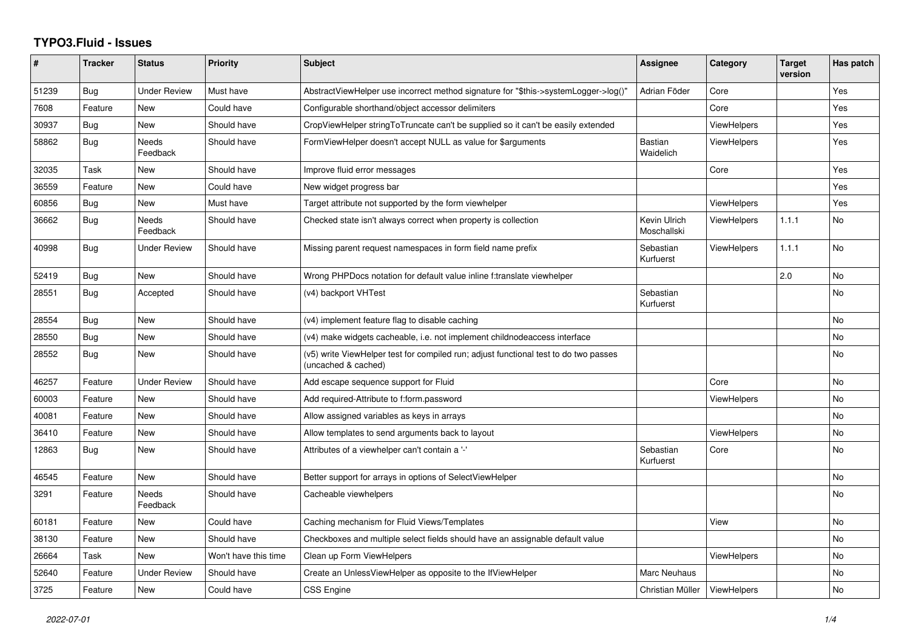# TYPO3.Fluid - Issues

| # | Tracker | Status | Priority | Subject | Assignee | Category | Target version | Has patch |
|---|---|---|---|---|---|---|---|---|
| 51239 | Bug | Under Review | Must have | AbstractViewHelper use incorrect method signature for "$this->systemLogger->log()" | Adrian Föder | Core | | Yes |
| 7608 | Feature | New | Could have | Configurable shorthand/object accessor delimiters | | Core | | Yes |
| 30937 | Bug | New | Should have | CropViewHelper stringToTruncate can't be supplied so it can't be easily extended | | ViewHelpers | | Yes |
| 58862 | Bug | Needs Feedback | Should have | FormViewHelper doesn't accept NULL as value for $arguments | Bastian Waidelich | ViewHelpers | | Yes |
| 32035 | Task | New | Should have | Improve fluid error messages | | Core | | Yes |
| 36559 | Feature | New | Could have | New widget progress bar | | | | Yes |
| 60856 | Bug | New | Must have | Target attribute not supported by the form viewhelper | | ViewHelpers | | Yes |
| 36662 | Bug | Needs Feedback | Should have | Checked state isn't always correct when property is collection | Kevin Ulrich Moschallski | ViewHelpers | 1.1.1 | No |
| 40998 | Bug | Under Review | Should have | Missing parent request namespaces in form field name prefix | Sebastian Kurfuerst | ViewHelpers | 1.1.1 | No |
| 52419 | Bug | New | Should have | Wrong PHPDocs notation for default value inline f:translate viewhelper | | | 2.0 | No |
| 28551 | Bug | Accepted | Should have | (v4) backport VHTest | Sebastian Kurfuerst | | | No |
| 28554 | Bug | New | Should have | (v4) implement feature flag to disable caching | | | | No |
| 28550 | Bug | New | Should have | (v4) make widgets cacheable, i.e. not implement childnodeaccess interface | | | | No |
| 28552 | Bug | New | Should have | (v5) write ViewHelper test for compiled run; adjust functional test to do two passes (uncached & cached) | | | | No |
| 46257 | Feature | Under Review | Should have | Add escape sequence support for Fluid | | Core | | No |
| 60003 | Feature | New | Should have | Add required-Attribute to f:form.password | | ViewHelpers | | No |
| 40081 | Feature | New | Should have | Allow assigned variables as keys in arrays | | | | No |
| 36410 | Feature | New | Should have | Allow templates to send arguments back to layout | | ViewHelpers | | No |
| 12863 | Bug | New | Should have | Attributes of a viewhelper can't contain a '-' | Sebastian Kurfuerst | Core | | No |
| 46545 | Feature | New | Should have | Better support for arrays in options of SelectViewHelper | | | | No |
| 3291 | Feature | Needs Feedback | Should have | Cacheable viewhelpers | | | | No |
| 60181 | Feature | New | Could have | Caching mechanism for Fluid Views/Templates | | View | | No |
| 38130 | Feature | New | Should have | Checkboxes and multiple select fields should have an assignable default value | | | | No |
| 26664 | Task | New | Won't have this time | Clean up Form ViewHelpers | | ViewHelpers | | No |
| 52640 | Feature | Under Review | Should have | Create an UnlessViewHelper as opposite to the IfViewHelper | Marc Neuhaus | | | No |
| 3725 | Feature | New | Could have | CSS Engine | Christian Müller | ViewHelpers | | No |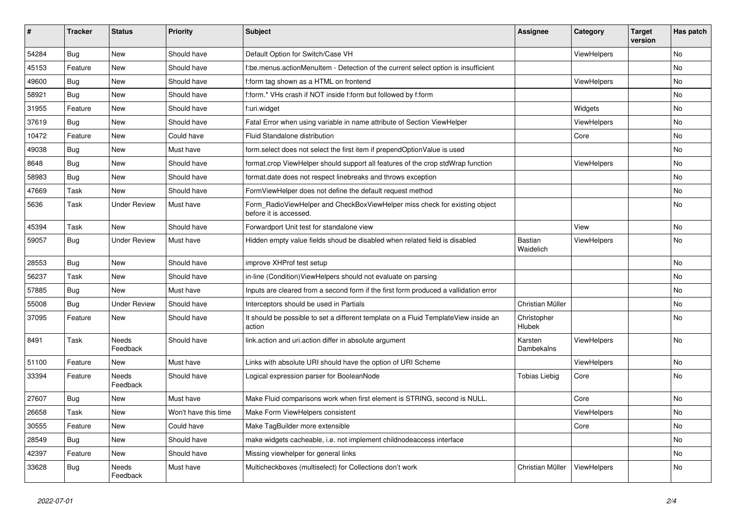| # | Tracker | Status | Priority | Subject | Assignee | Category | Target version | Has patch |
|---|---|---|---|---|---|---|---|---|
| 54284 | Bug | New | Should have | Default Option for Switch/Case VH | | ViewHelpers | | No |
| 45153 | Feature | New | Should have | f:be.menus.actionMenuItem - Detection of the current select option is insufficient | | | | No |
| 49600 | Bug | New | Should have | f:form tag shown as a HTML on frontend | | ViewHelpers | | No |
| 58921 | Bug | New | Should have | f:form.* VHs crash if NOT inside f:form but followed by f:form | | | | No |
| 31955 | Feature | New | Should have | f:uri.widget | | Widgets | | No |
| 37619 | Bug | New | Should have | Fatal Error when using variable in name attribute of Section ViewHelper | | ViewHelpers | | No |
| 10472 | Feature | New | Could have | Fluid Standalone distribution | | Core | | No |
| 49038 | Bug | New | Must have | form.select does not select the first item if prependOptionValue is used | | | | No |
| 8648 | Bug | New | Should have | format.crop ViewHelper should support all features of the crop stdWrap function | | ViewHelpers | | No |
| 58983 | Bug | New | Should have | format.date does not respect linebreaks and throws exception | | | | No |
| 47669 | Task | New | Should have | FormViewHelper does not define the default request method | | | | No |
| 5636 | Task | Under Review | Must have | Form_RadioViewHelper and CheckBoxViewHelper miss check for existing object before it is accessed. | | | | No |
| 45394 | Task | New | Should have | Forwardport Unit test for standalone view | | View | | No |
| 59057 | Bug | Under Review | Must have | Hidden empty value fields shoud be disabled when related field is disabled | Bastian Waidelich | ViewHelpers | | No |
| 28553 | Bug | New | Should have | improve XHProf test setup | | | | No |
| 56237 | Task | New | Should have | in-line (Condition)ViewHelpers should not evaluate on parsing | | | | No |
| 57885 | Bug | New | Must have | Inputs are cleared from a second form if the first form produced a vallidation error | | | | No |
| 55008 | Bug | Under Review | Should have | Interceptors should be used in Partials | Christian Müller | | | No |
| 37095 | Feature | New | Should have | It should be possible to set a different template on a Fluid TemplateView inside an action | Christopher Hlubek | | | No |
| 8491 | Task | Needs Feedback | Should have | link.action and uri.action differ in absolute argument | Karsten Dambekalns | ViewHelpers | | No |
| 51100 | Feature | New | Must have | Links with absolute URI should have the option of URI Scheme | | ViewHelpers | | No |
| 33394 | Feature | Needs Feedback | Should have | Logical expression parser for BooleanNode | Tobias Liebig | Core | | No |
| 27607 | Bug | New | Must have | Make Fluid comparisons work when first element is STRING, second is NULL. | | Core | | No |
| 26658 | Task | New | Won't have this time | Make Form ViewHelpers consistent | | ViewHelpers | | No |
| 30555 | Feature | New | Could have | Make TagBuilder more extensible | | Core | | No |
| 28549 | Bug | New | Should have | make widgets cacheable, i.e. not implement childnodeaccess interface | | | | No |
| 42397 | Feature | New | Should have | Missing viewhelper for general links | | | | No |
| 33628 | Bug | Needs Feedback | Must have | Multicheckboxes (multiselect) for Collections don't work | Christian Müller | ViewHelpers | | No |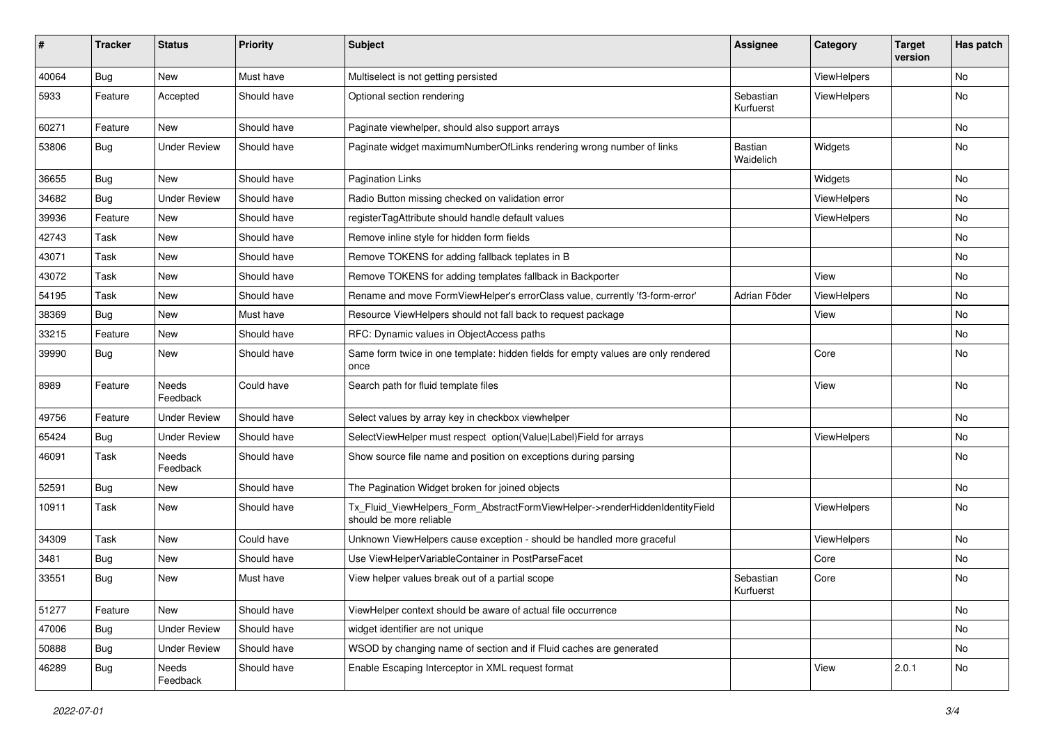| # | Tracker | Status | Priority | Subject | Assignee | Category | Target version | Has patch |
|---|---|---|---|---|---|---|---|---|
| 40064 | Bug | New | Must have | Multiselect is not getting persisted | | ViewHelpers | | No |
| 5933 | Feature | Accepted | Should have | Optional section rendering | Sebastian Kurfuerst | ViewHelpers | | No |
| 60271 | Feature | New | Should have | Paginate viewhelper, should also support arrays | | | | No |
| 53806 | Bug | Under Review | Should have | Paginate widget maximumNumberOfLinks rendering wrong number of links | Bastian Waidelich | Widgets | | No |
| 36655 | Bug | New | Should have | Pagination Links | | Widgets | | No |
| 34682 | Bug | Under Review | Should have | Radio Button missing checked on validation error | | ViewHelpers | | No |
| 39936 | Feature | New | Should have | registerTagAttribute should handle default values | | ViewHelpers | | No |
| 42743 | Task | New | Should have | Remove inline style for hidden form fields | | | | No |
| 43071 | Task | New | Should have | Remove TOKENS for adding fallback teplates in B | | | | No |
| 43072 | Task | New | Should have | Remove TOKENS for adding templates fallback in Backporter | | View | | No |
| 54195 | Task | New | Should have | Rename and move FormViewHelper's errorClass value, currently 'f3-form-error' | Adrian Föder | ViewHelpers | | No |
| 38369 | Bug | New | Must have | Resource ViewHelpers should not fall back to request package | | View | | No |
| 33215 | Feature | New | Should have | RFC: Dynamic values in ObjectAccess paths | | | | No |
| 39990 | Bug | New | Should have | Same form twice in one template: hidden fields for empty values are only rendered once | | Core | | No |
| 8989 | Feature | Needs Feedback | Could have | Search path for fluid template files | | View | | No |
| 49756 | Feature | Under Review | Should have | Select values by array key in checkbox viewhelper | | | | No |
| 65424 | Bug | Under Review | Should have | SelectViewHelper must respect option(Value\|Label)Field for arrays | | ViewHelpers | | No |
| 46091 | Task | Needs Feedback | Should have | Show source file name and position on exceptions during parsing | | | | No |
| 52591 | Bug | New | Should have | The Pagination Widget broken for joined objects | | | | No |
| 10911 | Task | New | Should have | Tx_Fluid_ViewHelpers_Form_AbstractFormViewHelper->renderHiddenIdentityField should be more reliable | | ViewHelpers | | No |
| 34309 | Task | New | Could have | Unknown ViewHelpers cause exception - should be handled more graceful | | ViewHelpers | | No |
| 3481 | Bug | New | Should have | Use ViewHelperVariableContainer in PostParseFacet | | Core | | No |
| 33551 | Bug | New | Must have | View helper values break out of a partial scope | Sebastian Kurfuerst | Core | | No |
| 51277 | Feature | New | Should have | ViewHelper context should be aware of actual file occurrence | | | | No |
| 47006 | Bug | Under Review | Should have | widget identifier are not unique | | | | No |
| 50888 | Bug | Under Review | Should have | WSOD by changing name of section and if Fluid caches are generated | | | | No |
| 46289 | Bug | Needs Feedback | Should have | Enable Escaping Interceptor in XML request format | | View | 2.0.1 | No |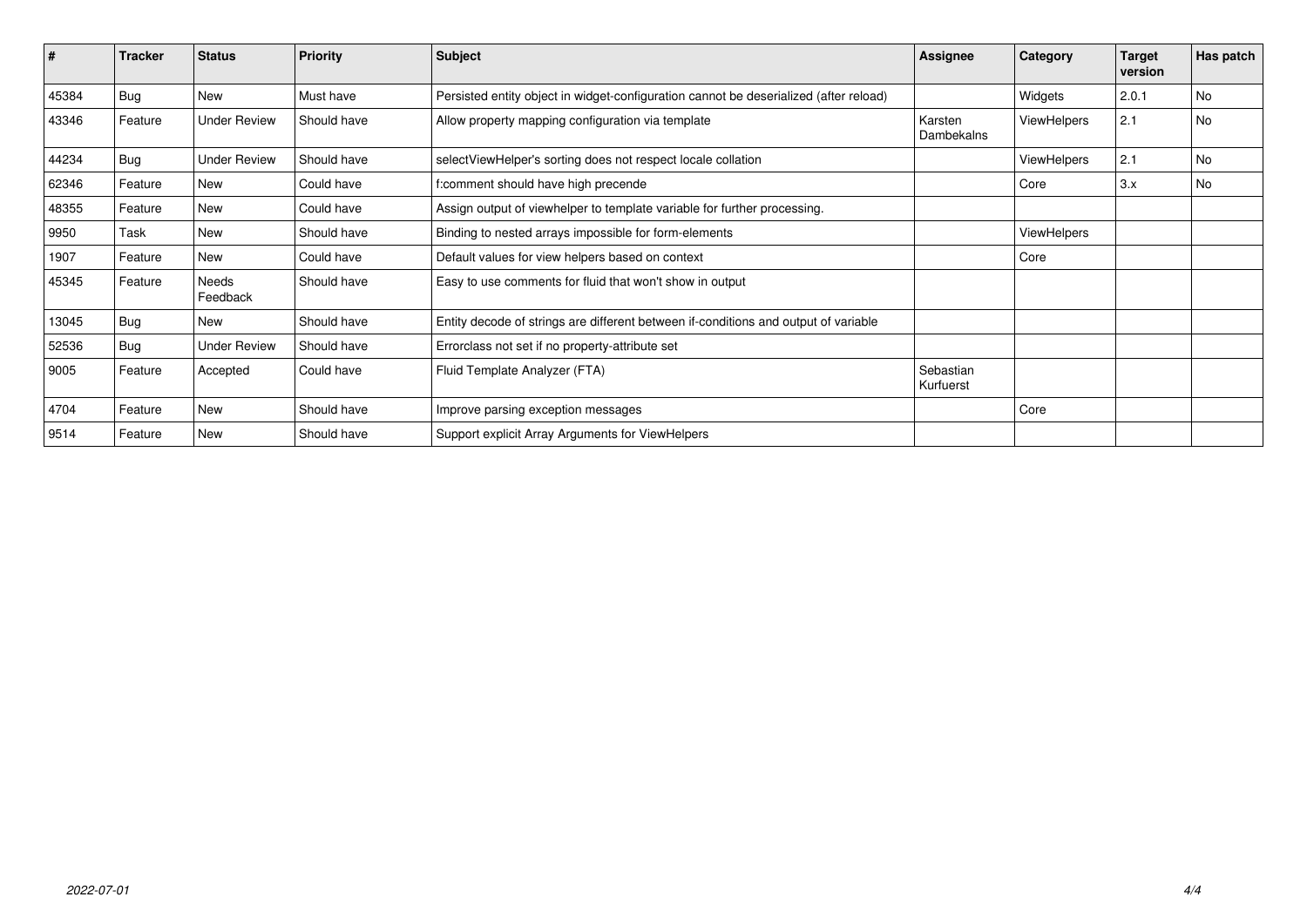| # | Tracker | Status | Priority | Subject | Assignee | Category | Target version | Has patch |
|---|---|---|---|---|---|---|---|---|
| 45384 | Bug | New | Must have | Persisted entity object in widget-configuration cannot be deserialized (after reload) | | Widgets | 2.0.1 | No |
| 43346 | Feature | Under Review | Should have | Allow property mapping configuration via template | Karsten Dambekalns | ViewHelpers | 2.1 | No |
| 44234 | Bug | Under Review | Should have | selectViewHelper's sorting does not respect locale collation | | ViewHelpers | 2.1 | No |
| 62346 | Feature | New | Could have | f:comment should have high precende | | Core | 3.x | No |
| 48355 | Feature | New | Could have | Assign output of viewhelper to template variable for further processing. | | | | |
| 9950 | Task | New | Should have | Binding to nested arrays impossible for form-elements | | ViewHelpers | | |
| 1907 | Feature | New | Could have | Default values for view helpers based on context | | Core | | |
| 45345 | Feature | Needs Feedback | Should have | Easy to use comments for fluid that won't show in output | | | | |
| 13045 | Bug | New | Should have | Entity decode of strings are different between if-conditions and output of variable | | | | |
| 52536 | Bug | Under Review | Should have | Errorclass not set if no property-attribute set | | | | |
| 9005 | Feature | Accepted | Could have | Fluid Template Analyzer (FTA) | Sebastian Kurfuerst | | | |
| 4704 | Feature | New | Should have | Improve parsing exception messages | | Core | | |
| 9514 | Feature | New | Should have | Support explicit Array Arguments for ViewHelpers | | | | |

*2022-07-01*